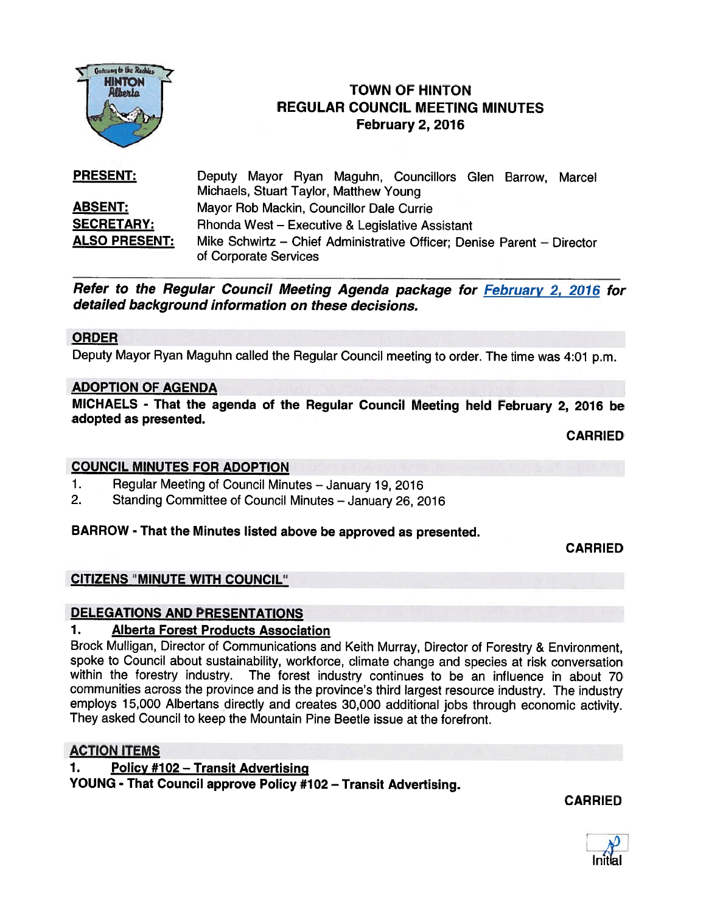# TOWN OF HINTON
## REGULAR COUNCIL MEETING MINUTES
### February 2, 2016

| | |
|---|---|
| **PRESENT:** | Deputy Mayor Ryan Maguhn, Councillors Glen Barrow, Marcel Michaels, Stuart Taylor, Matthew Young |
| **ABSENT:** | Mayor Rob Mackin, Councillor Dale Currie |
| **SECRETARY:** | Rhonda West – Executive & Legislative Assistant |
| **ALSO PRESENT:** | Mike Schwirtz – Chief Administrative Officer; Denise Parent – Director of Corporate Services |

***Refer to the Regular Council Meeting Agenda package for February 2, 2016 for detailed background information on these decisions.***

## ORDER

Deputy Mayor Ryan Maguhn called the Regular Council meeting to order. The time was 4:01 p.m.

## ADOPTION OF AGENDA

**MICHAELS - That the agenda of the Regular Council Meeting held February 2, 2016 be adopted as presented.**

**CARRIED**

## COUNCIL MINUTES FOR ADOPTION

1. Regular Meeting of Council Minutes – January 19, 2016
2. Standing Committee of Council Minutes – January 26, 2016

**BARROW - That the Minutes listed above be approved as presented.**

**CARRIED**

## CITIZENS "MINUTE WITH COUNCIL"

## DELEGATIONS AND PRESENTATIONS

### 1. Alberta Forest Products Association

Brock Mulligan, Director of Communications and Keith Murray, Director of Forestry & Environment, spoke to Council about sustainability, workforce, climate change and species at risk conversation within the forestry industry. The forest industry continues to be an influence in about 70 communities across the province and is the province's third largest resource industry. The industry employs 15,000 Albertans directly and creates 30,000 additional jobs through economic activity. They asked Council to keep the Mountain Pine Beetle issue at the forefront.

## ACTION ITEMS

### 1. Policy #102 – Transit Advertising

**YOUNG - That Council approve Policy #102 – Transit Advertising.**

**CARRIED**

Initial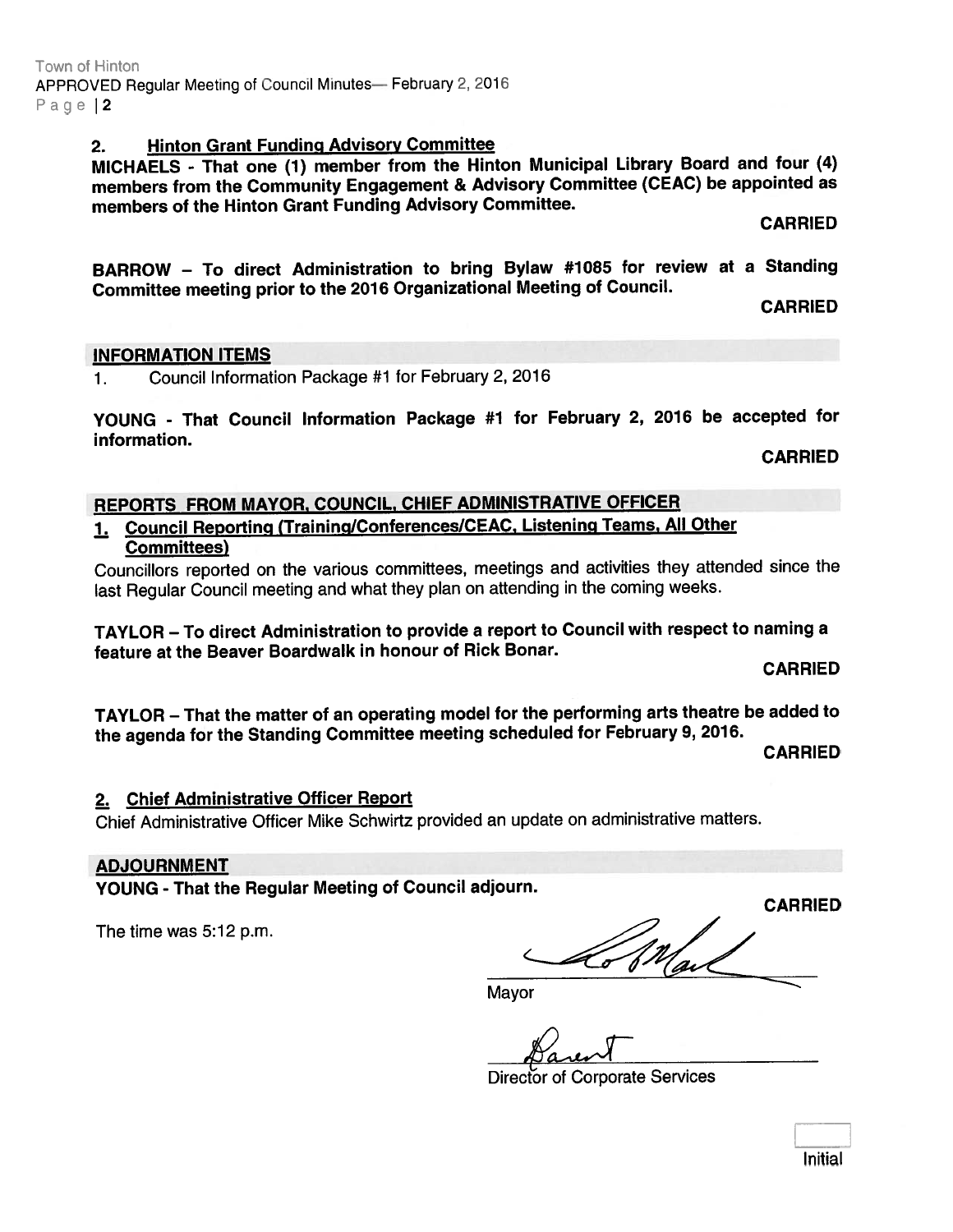2. **Hinton Grant Funding Advisory Committee**

**MICHAELS - That one (1) member from the Hinton Municipal Library Board and four (4) members from the Community Engagement & Advisory Committee (CEAC) be appointed as members of the Hinton Grant Funding Advisory Committee.**

**CARRIED**

**BARROW – To direct Administration to bring Bylaw #1085 for review at a Standing Committee meeting prior to the 2016 Organizational Meeting of Council.**

**CARRIED**

## INFORMATION ITEMS

1. Council Information Package #1 for February 2, 2016

**YOUNG - That Council Information Package #1 for February 2, 2016 be accepted for information.**

**CARRIED**

## REPORTS FROM MAYOR, COUNCIL, CHIEF ADMINISTRATIVE OFFICER

1. **Council Reporting (Training/Conferences/CEAC, Listening Teams, All Other Committees)**

Councillors reported on the various committees, meetings and activities they attended since the last Regular Council meeting and what they plan on attending in the coming weeks.

**TAYLOR – To direct Administration to provide a report to Council with respect to naming a feature at the Beaver Boardwalk in honour of Rick Bonar.**

**CARRIED**

**TAYLOR – That the matter of an operating model for the performing arts theatre be added to the agenda for the Standing Committee meeting scheduled for February 9, 2016.**

**CARRIED**

2. **Chief Administrative Officer Report**

Chief Administrative Officer Mike Schwirtz provided an update on administrative matters.

## ADJOURNMENT

**YOUNG - That the Regular Meeting of Council adjourn.**

**CARRIED**

The time was 5:12 p.m.

Mayor

Director of Corporate Services

Initial